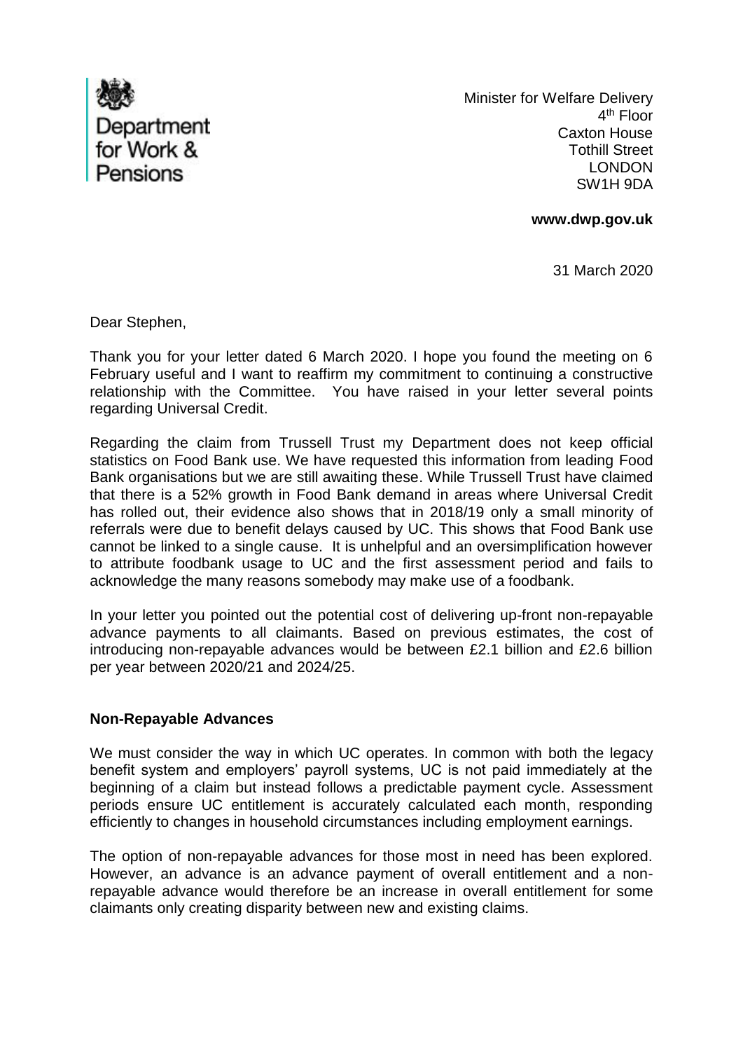Department for Work & Pensions

Minister for Welfare Delivery
4th Floor
Caxton House
Tothill Street
LONDON
SW1H 9DA

**www.dwp.gov.uk**

31 March 2020

Dear Stephen,

Thank you for your letter dated 6 March 2020. I hope you found the meeting on 6 February useful and I want to reaffirm my commitment to continuing a constructive relationship with the Committee. You have raised in your letter several points regarding Universal Credit.

Regarding the claim from Trussell Trust my Department does not keep official statistics on Food Bank use. We have requested this information from leading Food Bank organisations but we are still awaiting these. While Trussell Trust have claimed that there is a 52% growth in Food Bank demand in areas where Universal Credit has rolled out, their evidence also shows that in 2018/19 only a small minority of referrals were due to benefit delays caused by UC. This shows that Food Bank use cannot be linked to a single cause. It is unhelpful and an oversimplification however to attribute foodbank usage to UC and the first assessment period and fails to acknowledge the many reasons somebody may make use of a foodbank.

In your letter you pointed out the potential cost of delivering up-front non-repayable advance payments to all claimants. Based on previous estimates, the cost of introducing non-repayable advances would be between £2.1 billion and £2.6 billion per year between 2020/21 and 2024/25.

**Non-Repayable Advances**

We must consider the way in which UC operates. In common with both the legacy benefit system and employers' payroll systems, UC is not paid immediately at the beginning of a claim but instead follows a predictable payment cycle. Assessment periods ensure UC entitlement is accurately calculated each month, responding efficiently to changes in household circumstances including employment earnings.

The option of non-repayable advances for those most in need has been explored. However, an advance is an advance payment of overall entitlement and a non-repayable advance would therefore be an increase in overall entitlement for some claimants only creating disparity between new and existing claims.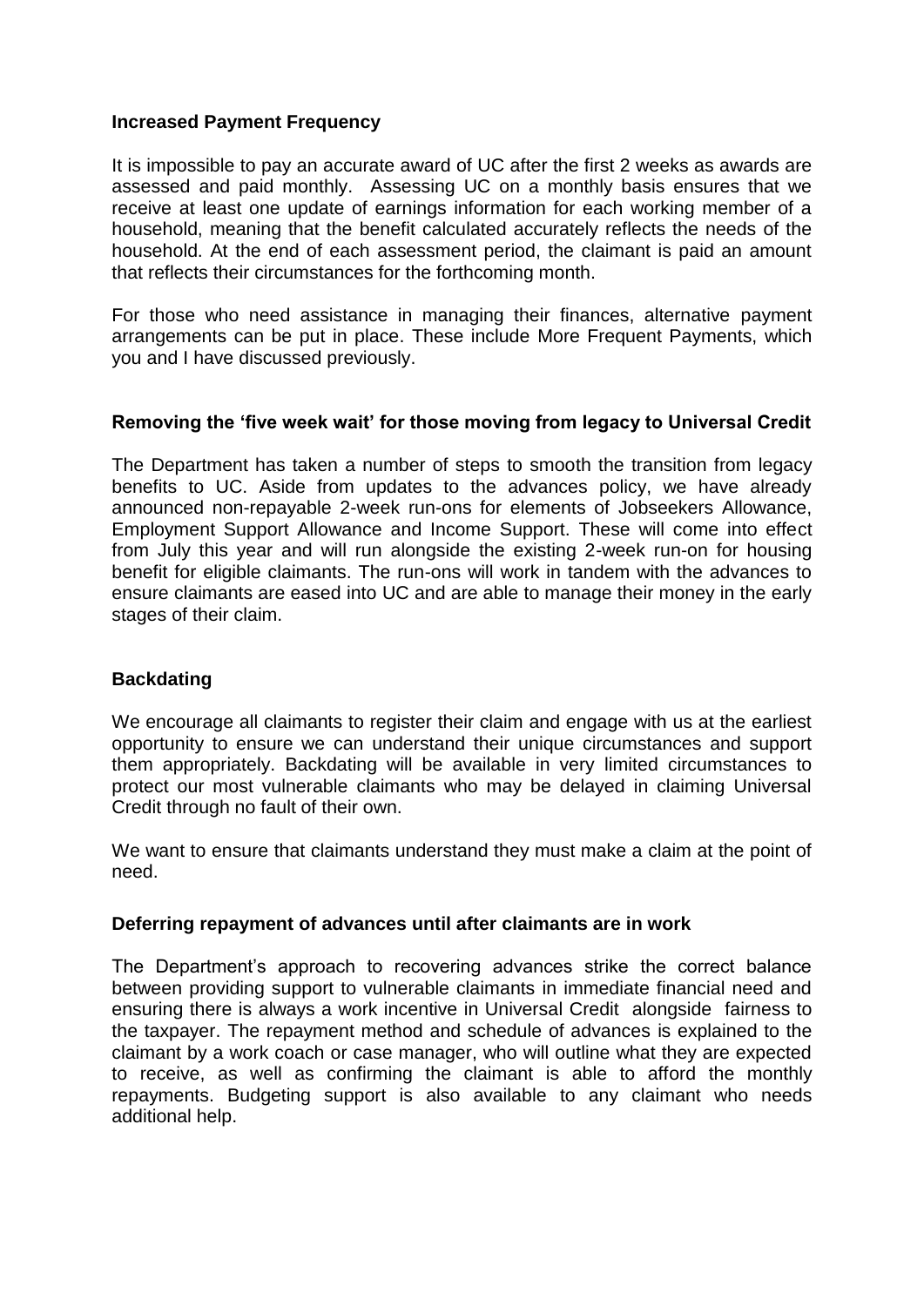**Increased Payment Frequency**

It is impossible to pay an accurate award of UC after the first 2 weeks as awards are assessed and paid monthly. Assessing UC on a monthly basis ensures that we receive at least one update of earnings information for each working member of a household, meaning that the benefit calculated accurately reflects the needs of the household. At the end of each assessment period, the claimant is paid an amount that reflects their circumstances for the forthcoming month.

For those who need assistance in managing their finances, alternative payment arrangements can be put in place. These include More Frequent Payments, which you and I have discussed previously.

**Removing the 'five week wait' for those moving from legacy to Universal Credit**

The Department has taken a number of steps to smooth the transition from legacy benefits to UC. Aside from updates to the advances policy, we have already announced non-repayable 2-week run-ons for elements of Jobseekers Allowance, Employment Support Allowance and Income Support. These will come into effect from July this year and will run alongside the existing 2-week run-on for housing benefit for eligible claimants. The run-ons will work in tandem with the advances to ensure claimants are eased into UC and are able to manage their money in the early stages of their claim.

**Backdating**

We encourage all claimants to register their claim and engage with us at the earliest opportunity to ensure we can understand their unique circumstances and support them appropriately. Backdating will be available in very limited circumstances to protect our most vulnerable claimants who may be delayed in claiming Universal Credit through no fault of their own.

We want to ensure that claimants understand they must make a claim at the point of need.

**Deferring repayment of advances until after claimants are in work**

The Department's approach to recovering advances strike the correct balance between providing support to vulnerable claimants in immediate financial need and ensuring there is always a work incentive in Universal Credit alongside fairness to the taxpayer. The repayment method and schedule of advances is explained to the claimant by a work coach or case manager, who will outline what they are expected to receive, as well as confirming the claimant is able to afford the monthly repayments. Budgeting support is also available to any claimant who needs additional help.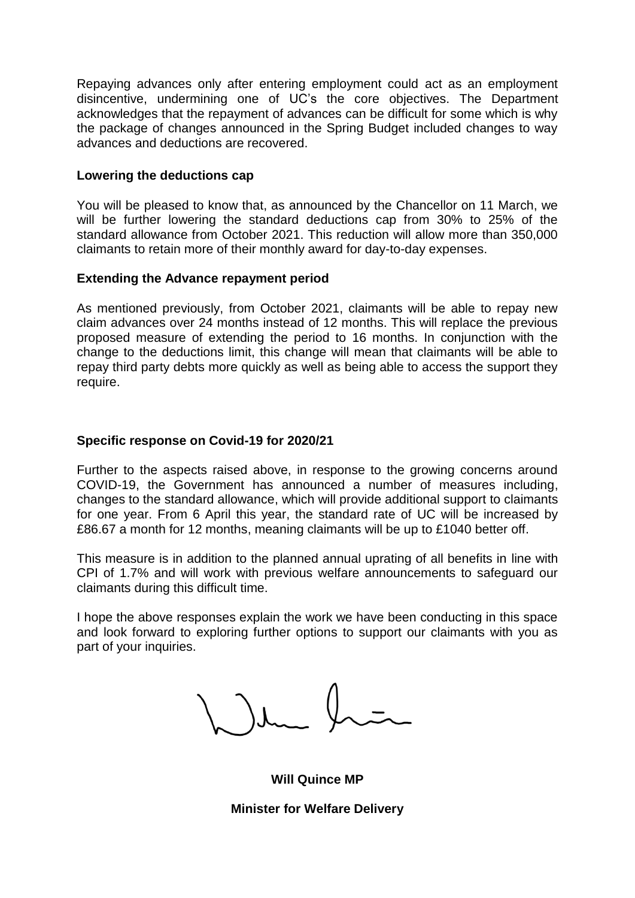Repaying advances only after entering employment could act as an employment disincentive, undermining one of UC's the core objectives. The Department acknowledges that the repayment of advances can be difficult for some which is why the package of changes announced in the Spring Budget included changes to way advances and deductions are recovered.

**Lowering the deductions cap**

You will be pleased to know that, as announced by the Chancellor on 11 March, we will be further lowering the standard deductions cap from 30% to 25% of the standard allowance from October 2021. This reduction will allow more than 350,000 claimants to retain more of their monthly award for day-to-day expenses.

**Extending the Advance repayment period**

As mentioned previously, from October 2021, claimants will be able to repay new claim advances over 24 months instead of 12 months. This will replace the previous proposed measure of extending the period to 16 months. In conjunction with the change to the deductions limit, this change will mean that claimants will be able to repay third party debts more quickly as well as being able to access the support they require.

**Specific response on Covid-19 for 2020/21**

Further to the aspects raised above, in response to the growing concerns around COVID-19, the Government has announced a number of measures including, changes to the standard allowance, which will provide additional support to claimants for one year. From 6 April this year, the standard rate of UC will be increased by £86.67 a month for 12 months, meaning claimants will be up to £1040 better off.

This measure is in addition to the planned annual uprating of all benefits in line with CPI of 1.7% and will work with previous welfare announcements to safeguard our claimants during this difficult time.

I hope the above responses explain the work we have been conducting in this space and look forward to exploring further options to support our claimants with you as part of your inquiries.

**Will Quince MP**

**Minister for Welfare Delivery**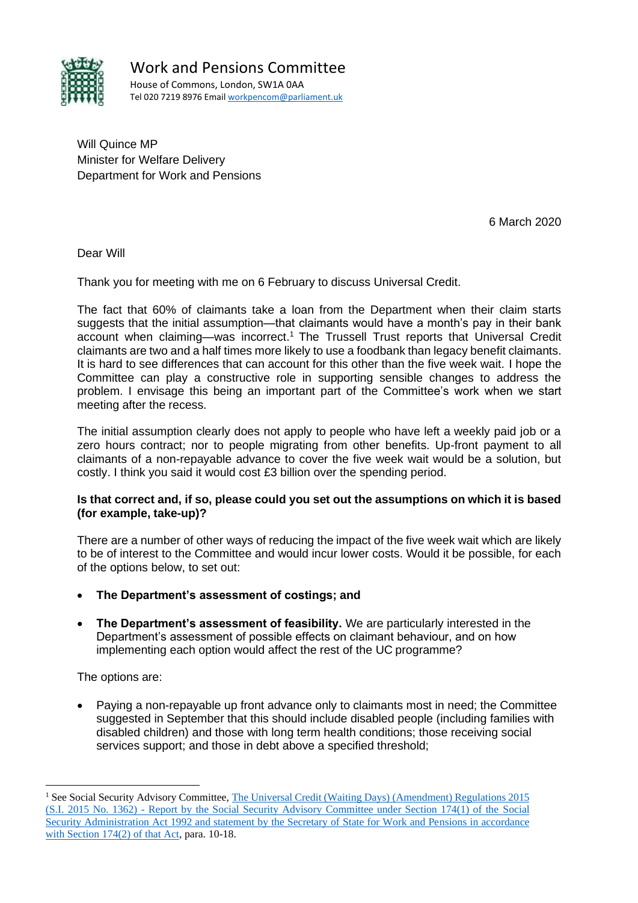# Work and Pensions Committee

House of Commons, London, SW1A 0AA
Tel 020 7219 8976 Email workpencom@parliament.uk

Will Quince MP
Minister for Welfare Delivery
Department for Work and Pensions

6 March 2020

Dear Will

Thank you for meeting with me on 6 February to discuss Universal Credit.

The fact that 60% of claimants take a loan from the Department when their claim starts suggests that the initial assumption—that claimants would have a month's pay in their bank account when claiming—was incorrect.[1] The Trussell Trust reports that Universal Credit claimants are two and a half times more likely to use a foodbank than legacy benefit claimants. It is hard to see differences that can account for this other than the five week wait. I hope the Committee can play a constructive role in supporting sensible changes to address the problem. I envisage this being an important part of the Committee's work when we start meeting after the recess.

The initial assumption clearly does not apply to people who have left a weekly paid job or a zero hours contract; nor to people migrating from other benefits. Up-front payment to all claimants of a non-repayable advance to cover the five week wait would be a solution, but costly. I think you said it would cost £3 billion over the spending period.

**Is that correct and, if so, please could you set out the assumptions on which it is based (for example, take-up)?**

There are a number of other ways of reducing the impact of the five week wait which are likely to be of interest to the Committee and would incur lower costs. Would it be possible, for each of the options below, to set out:

- **The Department's assessment of costings; and**
- **The Department's assessment of feasibility.** We are particularly interested in the Department's assessment of possible effects on claimant behaviour, and on how implementing each option would affect the rest of the UC programme?

The options are:

- Paying a non-repayable up front advance only to claimants most in need; the Committee suggested in September that this should include disabled people (including families with disabled children) and those with long term health conditions; those receiving social services support; and those in debt above a specified threshold;

[1] See Social Security Advisory Committee, The Universal Credit (Waiting Days) (Amendment) Regulations 2015 (S.I. 2015 No. 1362) - Report by the Social Security Advisory Committee under Section 174(1) of the Social Security Administration Act 1992 and statement by the Secretary of State for Work and Pensions in accordance with Section 174(2) of that Act, para. 10-18.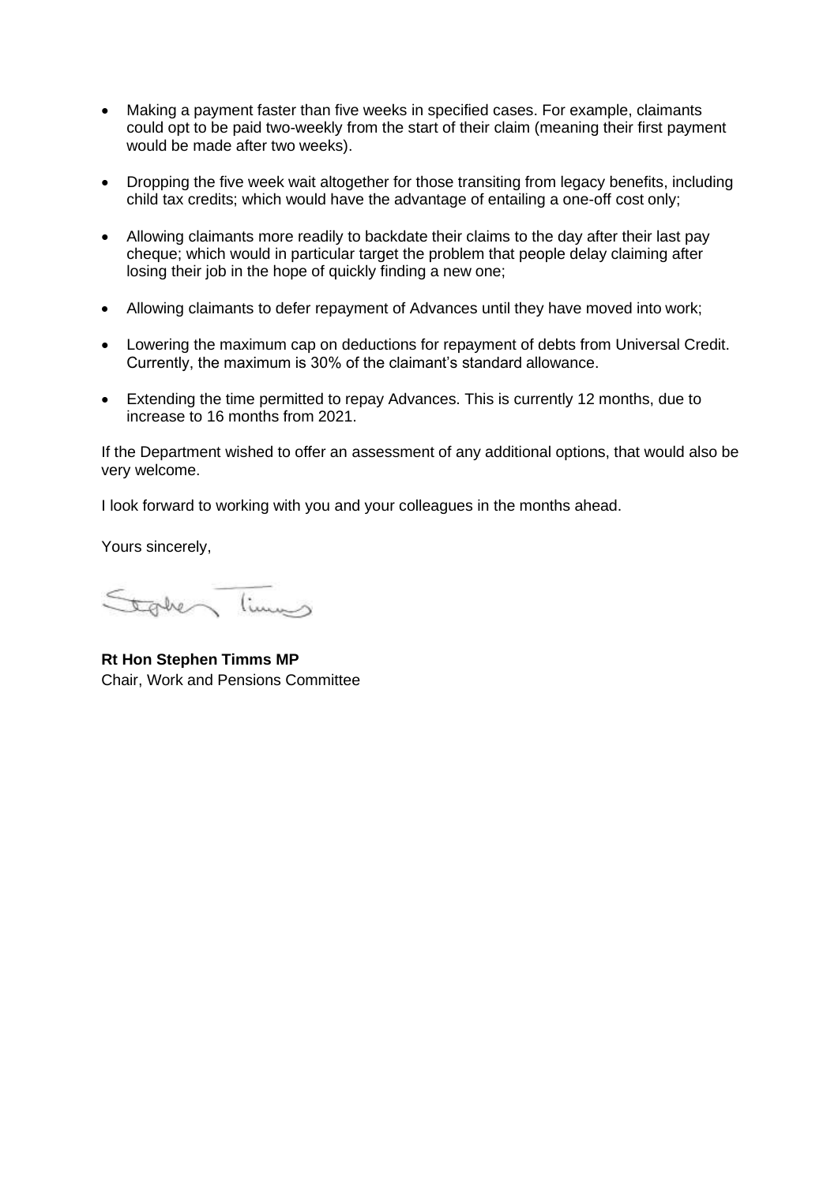- Making a payment faster than five weeks in specified cases. For example, claimants could opt to be paid two-weekly from the start of their claim (meaning their first payment would be made after two weeks).

- Dropping the five week wait altogether for those transiting from legacy benefits, including child tax credits; which would have the advantage of entailing a one-off cost only;

- Allowing claimants more readily to backdate their claims to the day after their last pay cheque; which would in particular target the problem that people delay claiming after losing their job in the hope of quickly finding a new one;

- Allowing claimants to defer repayment of Advances until they have moved into work;

- Lowering the maximum cap on deductions for repayment of debts from Universal Credit. Currently, the maximum is 30% of the claimant's standard allowance.

- Extending the time permitted to repay Advances. This is currently 12 months, due to increase to 16 months from 2021.

If the Department wished to offer an assessment of any additional options, that would also be very welcome.

I look forward to working with you and your colleagues in the months ahead.

Yours sincerely,

Stephen Timms

**Rt Hon Stephen Timms MP**
Chair, Work and Pensions Committee